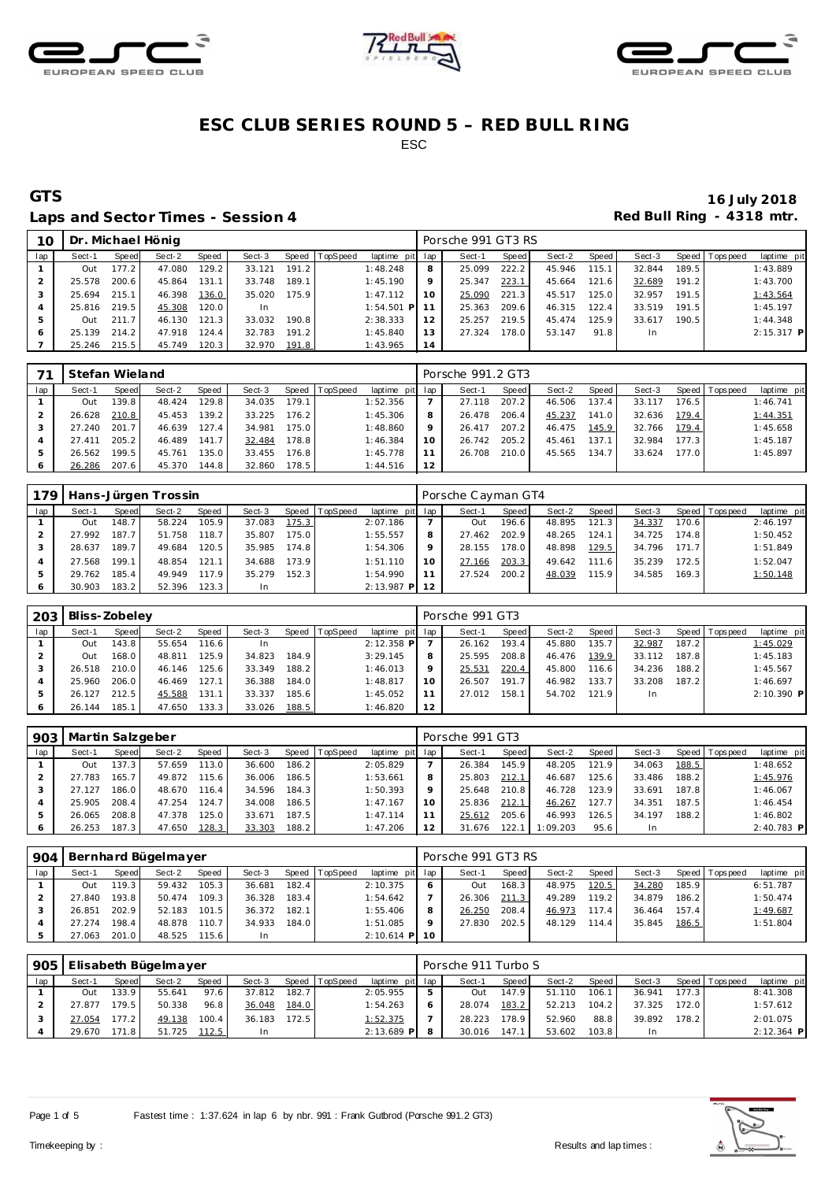# ESC CLUB SERIES ROUND 5 – RED BULL RING

ESC

## GTS

**16 July 2018**

**Laps and Sector Times - Session 4**

**Red Bull Ring - 4318 mtr.**

| 10 | Dr. Michael Hönig | | | | | | | | Porsche 991 GT3 RS | | | | | | | | |
|---|---|---|---|---|---|---|---|---|---|---|---|---|---|---|---|---|---|
| lap | Sect-1 | Speed | Sect-2 | Speed | Sect-3 | Speed | TopSpeed | laptime pit | lap | Sect-1 | Speed | Sect-2 | Speed | Sect-3 | Speed | Topspeed | laptime pit |
| 1 | Out | 177.2 | 47.080 | 129.2 | 33.121 | 191.2 | | 1:48.248 | 8 | 25.099 | 222.2 | 45.946 | 115.1 | 32.844 | 189.5 | | 1:43.889 |
| 2 | 25.578 | 200.6 | 45.864 | 131.1 | 33.748 | 189.1 | | 1:45.190 | 9 | 25.347 | 223.1 | 45.664 | 121.6 | 32.689 | 191.2 | | 1:43.700 |
| 3 | 25.694 | 215.1 | 46.398 | 136.0 | 35.020 | 175.9 | | 1:47.112 | 10 | 25.090 | 221.3 | 45.517 | 125.0 | 32.957 | 191.5 | | 1:43.564 |
| 4 | 25.816 | 219.5 | 45.308 | 120.0 | In | | | 1:54.501 P | 11 | 25.363 | 209.6 | 46.315 | 122.4 | 33.519 | 191.5 | | 1:45.197 |
| 5 | Out | 211.7 | 46.130 | 121.3 | 33.032 | 190.8 | | 2:38.333 | 12 | 25.257 | 219.5 | 45.474 | 125.9 | 33.617 | 190.5 | | 1:44.348 |
| 6 | 25.139 | 214.2 | 47.918 | 124.4 | 32.783 | 191.2 | | 1:45.840 | 13 | 27.324 | 178.0 | 53.147 | 91.8 | In | | | 2:15.317 P |
| 7 | 25.246 | 215.5 | 45.749 | 120.3 | 32.970 | 191.8 | | 1:43.965 | 14 | | | | | | | | |

| 71 | Stefan Wieland | | | | | | | | Porsche 991.2 GT3 | | | | | | | | |
|---|---|---|---|---|---|---|---|---|---|---|---|---|---|---|---|---|---|
| lap | Sect-1 | Speed | Sect-2 | Speed | Sect-3 | Speed | TopSpeed | laptime pit | lap | Sect-1 | Speed | Sect-2 | Speed | Sect-3 | Speed | Topspeed | laptime pit |
| 1 | Out | 139.8 | 48.424 | 129.8 | 34.035 | 179.1 | | 1:52.356 | 7 | 27.118 | 207.2 | 46.506 | 137.4 | 33.117 | 176.5 | | 1:46.741 |
| 2 | 26.628 | 210.8 | 45.453 | 139.2 | 33.225 | 176.2 | | 1:45.306 | 8 | 26.478 | 206.4 | 45.237 | 141.0 | 32.636 | 179.4 | | 1:44.351 |
| 3 | 27.240 | 201.7 | 46.639 | 127.4 | 34.981 | 175.0 | | 1:48.860 | 9 | 26.417 | 207.2 | 46.475 | 145.9 | 32.766 | 179.4 | | 1:45.658 |
| 4 | 27.411 | 205.2 | 46.489 | 141.7 | 32.484 | 178.8 | | 1:46.384 | 10 | 26.742 | 205.2 | 45.461 | 137.1 | 32.984 | 177.3 | | 1:45.187 |
| 5 | 26.562 | 199.5 | 45.761 | 135.0 | 33.455 | 176.8 | | 1:45.778 | 11 | 26.708 | 210.0 | 45.565 | 134.7 | 33.624 | 177.0 | | 1:45.897 |
| 6 | 26.286 | 207.6 | 45.370 | 144.8 | 32.860 | 178.5 | | 1:44.516 | 12 | | | | | | | | |

| 179 | Hans-Jürgen Trossin | | | | | | | | Porsche Cayman GT4 | | | | | | | | |
|---|---|---|---|---|---|---|---|---|---|---|---|---|---|---|---|---|---|
| lap | Sect-1 | Speed | Sect-2 | Speed | Sect-3 | Speed | TopSpeed | laptime pit | lap | Sect-1 | Speed | Sect-2 | Speed | Sect-3 | Speed | Topspeed | laptime pit |
| 1 | Out | 148.7 | 58.224 | 105.9 | 37.083 | 175.3 | | 2:07.186 | 7 | Out | 196.6 | 48.895 | 121.3 | 34.337 | 170.6 | | 2:46.197 |
| 2 | 27.992 | 187.7 | 51.758 | 118.7 | 35.807 | 175.0 | | 1:55.557 | 8 | 27.462 | 202.9 | 48.265 | 124.1 | 34.725 | 174.8 | | 1:50.452 |
| 3 | 28.637 | 189.7 | 49.684 | 120.5 | 35.985 | 174.8 | | 1:54.306 | 9 | 28.155 | 178.0 | 48.898 | 129.5 | 34.796 | 171.7 | | 1:51.849 |
| 4 | 27.568 | 199.1 | 48.854 | 121.1 | 34.688 | 173.9 | | 1:51.110 | 10 | 27.166 | 203.3 | 49.642 | 111.6 | 35.239 | 172.5 | | 1:52.047 |
| 5 | 29.762 | 185.4 | 49.949 | 117.9 | 35.279 | 152.3 | | 1:54.990 | 11 | 27.524 | 200.2 | 48.039 | 115.9 | 34.585 | 169.3 | | 1:50.148 |
| 6 | 30.903 | 183.2 | 52.396 | 123.3 | In | | | 2:13.987 P | 12 | | | | | | | | |

| 203 | Bliss-Zobeley | | | | | | | | Porsche 991 GT3 | | | | | | | | |
|---|---|---|---|---|---|---|---|---|---|---|---|---|---|---|---|---|---|
| lap | Sect-1 | Speed | Sect-2 | Speed | Sect-3 | Speed | TopSpeed | laptime pit | lap | Sect-1 | Speed | Sect-2 | Speed | Sect-3 | Speed | Topspeed | laptime pit |
| 1 | Out | 143.8 | 55.654 | 116.6 | In | | | 2:12.358 P | 7 | 26.162 | 193.4 | 45.880 | 135.7 | 32.987 | 187.2 | | 1:45.029 |
| 2 | Out | 168.0 | 48.811 | 125.9 | 34.823 | 184.9 | | 3:29.145 | 8 | 25.595 | 208.8 | 46.476 | 139.9 | 33.112 | 187.8 | | 1:45.183 |
| 3 | 26.518 | 210.0 | 46.146 | 125.6 | 33.349 | 188.2 | | 1:46.013 | 9 | 25.531 | 220.4 | 45.800 | 116.6 | 34.236 | 188.2 | | 1:45.567 |
| 4 | 25.960 | 206.0 | 46.469 | 127.1 | 36.388 | 184.0 | | 1:48.817 | 10 | 26.507 | 191.7 | 46.982 | 133.7 | 33.208 | 187.2 | | 1:46.697 |
| 5 | 26.127 | 212.5 | 45.588 | 131.1 | 33.337 | 185.6 | | 1:45.052 | 11 | 27.012 | 158.1 | 54.702 | 121.9 | In | | | 2:10.390 P |
| 6 | 26.144 | 185.1 | 47.650 | 133.3 | 33.026 | 188.5 | | 1:46.820 | 12 | | | | | | | | |

| 903 | Martin Salzgeber | | | | | | | | Porsche 991 GT3 | | | | | | | | |
|---|---|---|---|---|---|---|---|---|---|---|---|---|---|---|---|---|---|
| lap | Sect-1 | Speed | Sect-2 | Speed | Sect-3 | Speed | TopSpeed | laptime pit | lap | Sect-1 | Speed | Sect-2 | Speed | Sect-3 | Speed | Topspeed | laptime pit |
| 1 | Out | 137.3 | 57.659 | 113.0 | 36.600 | 186.2 | | 2:05.829 | 7 | 26.384 | 145.9 | 48.205 | 121.9 | 34.063 | 188.5 | | 1:48.652 |
| 2 | 27.783 | 165.7 | 49.872 | 115.6 | 36.006 | 186.5 | | 1:53.661 | 8 | 25.803 | 212.1 | 46.687 | 125.6 | 33.486 | 188.2 | | 1:45.976 |
| 3 | 27.127 | 186.0 | 48.670 | 116.4 | 34.596 | 184.3 | | 1:50.393 | 9 | 25.648 | 210.8 | 46.728 | 123.9 | 33.691 | 187.8 | | 1:46.067 |
| 4 | 25.905 | 208.4 | 47.254 | 124.7 | 34.008 | 186.5 | | 1:47.167 | 10 | 25.836 | 212.1 | 46.267 | 127.7 | 34.351 | 187.5 | | 1:46.454 |
| 5 | 26.065 | 208.8 | 47.378 | 125.0 | 33.671 | 187.5 | | 1:47.114 | 11 | 25.612 | 205.6 | 46.993 | 126.5 | 34.197 | 188.2 | | 1:46.802 |
| 6 | 26.253 | 187.3 | 47.650 | 128.3 | 33.303 | 188.2 | | 1:47.206 | 12 | 31.676 | 122.1 | 1:09.203 | 95.6 | In | | | 2:40.783 P |

| 904 | Bernhard Bügelmayer | | | | | | | | Porsche 991 GT3 RS | | | | | | | | |
|---|---|---|---|---|---|---|---|---|---|---|---|---|---|---|---|---|---|
| lap | Sect-1 | Speed | Sect-2 | Speed | Sect-3 | Speed | TopSpeed | laptime pit | lap | Sect-1 | Speed | Sect-2 | Speed | Sect-3 | Speed | Topspeed | laptime pit |
| 1 | Out | 119.3 | 59.432 | 105.3 | 36.681 | 182.4 | | 2:10.375 | 6 | Out | 168.3 | 48.975 | 120.5 | 34.280 | 185.9 | | 6:51.787 |
| 2 | 27.840 | 193.8 | 50.474 | 109.3 | 36.328 | 183.4 | | 1:54.642 | 7 | 26.306 | 211.3 | 49.289 | 119.2 | 34.879 | 186.2 | | 1:50.474 |
| 3 | 26.851 | 202.9 | 52.183 | 101.5 | 36.372 | 182.1 | | 1:55.406 | 8 | 26.250 | 208.4 | 46.973 | 117.4 | 36.464 | 157.4 | | 1:49.687 |
| 4 | 27.274 | 198.4 | 48.878 | 110.7 | 34.933 | 184.0 | | 1:51.085 | 9 | 27.830 | 202.5 | 48.129 | 114.4 | 35.845 | 186.5 | | 1:51.804 |
| 5 | 27.063 | 201.0 | 48.525 | 115.6 | In | | | 2:10.614 P | 10 | | | | | | | | |

| 905 | Elisabeth Bügelmayer | | | | | | | | Porsche 911 Turbo S | | | | | | | | |
|---|---|---|---|---|---|---|---|---|---|---|---|---|---|---|---|---|---|
| lap | Sect-1 | Speed | Sect-2 | Speed | Sect-3 | Speed | TopSpeed | laptime pit | lap | Sect-1 | Speed | Sect-2 | Speed | Sect-3 | Speed | Topspeed | laptime pit |
| 1 | Out | 133.9 | 55.641 | 97.6 | 37.812 | 182.7 | | 2:05.955 | 5 | Out | 147.9 | 51.110 | 106.1 | 36.941 | 177.3 | | 8:41.308 |
| 2 | 27.877 | 179.5 | 50.338 | 96.8 | 36.048 | 184.0 | | 1:54.263 | 6 | 28.074 | 183.2 | 52.213 | 104.2 | 37.325 | 172.0 | | 1:57.612 |
| 3 | 27.054 | 177.2 | 49.138 | 100.4 | 36.183 | 172.5 | | 1:52.375 | 7 | 28.223 | 178.9 | 52.960 | 88.8 | 39.892 | 178.2 | | 2:01.075 |
| 4 | 29.670 | 171.8 | 51.725 | 112.5 | In | | | 2:13.689 P | 8 | 30.016 | 147.1 | 53.602 | 103.8 | In | | | 2:12.364 P |

Fastest time : 1:37.624 in lap 6 by nbr. 991 : Frank Gutbrod (Porsche 991.2 GT3)

Timekeeping by :

Results and lap times :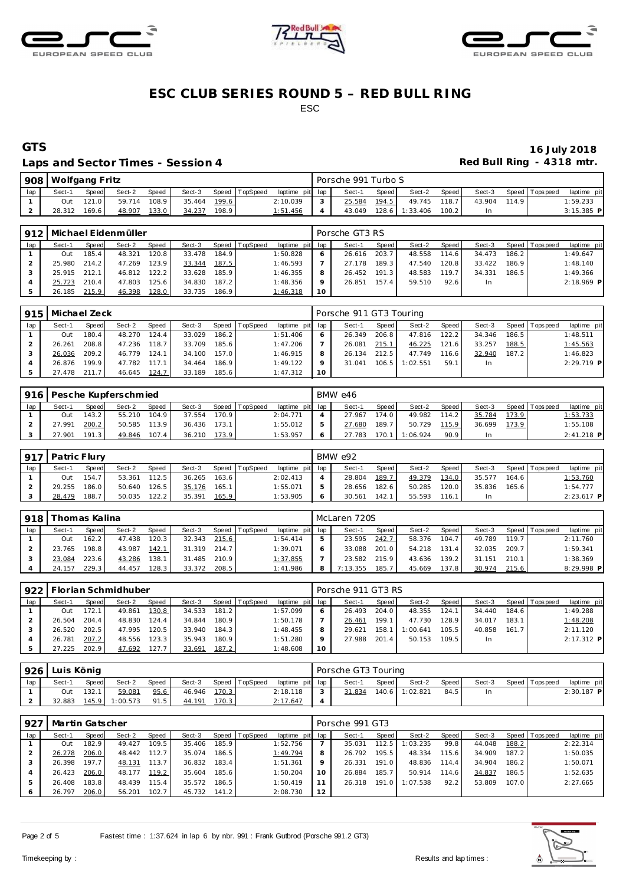# ESC CLUB SERIES ROUND 5 – RED BULL RING

ESC

## GTS

**16 July 2018**

**Laps and Sector Times - Session 4**

**Red Bull Ring - 4318 mtr.**

| 908 | Wolfgang Fritz | | | | | | | | Porsche 991 Turbo S | | | | | | | | |
|---|---|---|---|---|---|---|---|---|---|---|---|---|---|---|---|---|---|
| lap | Sect-1 | Speed | Sect-2 | Speed | Sect-3 | Speed | TopSpeed | laptime pit | lap | Sect-1 | Speed | Sect-2 | Speed | Sect-3 | Speed | Topspeed | laptime pit |
| 1 | Out | 121.0 | 59.714 | 108.9 | 35.464 | 199.6 | | 2:10.039 | 3 | 25.584 | 194.5 | 49.745 | 118.7 | 43.904 | 114.9 | | 1:59.233 |
| 2 | 28.312 | 169.6 | 48.907 | 133.0 | 34.237 | 198.9 | | 1:51.456 | 4 | 43.049 | 128.6 | 1:33.406 | 100.2 | In | | | 3:15.385 P |

| 912 | Michael Eidenmüller | | | | | | | | Porsche GT3 RS | | | | | | | | |
|---|---|---|---|---|---|---|---|---|---|---|---|---|---|---|---|---|---|
| lap | Sect-1 | Speed | Sect-2 | Speed | Sect-3 | Speed | TopSpeed | laptime pit | lap | Sect-1 | Speed | Sect-2 | Speed | Sect-3 | Speed | Topspeed | laptime pit |
| 1 | Out | 185.4 | 48.321 | 120.8 | 33.478 | 184.9 | | 1:50.828 | 6 | 26.616 | 203.7 | 48.558 | 114.6 | 34.473 | 186.2 | | 1:49.647 |
| 2 | 25.980 | 214.2 | 47.269 | 123.9 | 33.344 | 187.5 | | 1:46.593 | 7 | 27.178 | 189.3 | 47.540 | 120.8 | 33.422 | 186.9 | | 1:48.140 |
| 3 | 25.915 | 212.1 | 46.812 | 122.2 | 33.628 | 185.9 | | 1:46.355 | 8 | 26.452 | 191.3 | 48.583 | 119.7 | 34.331 | 186.5 | | 1:49.366 |
| 4 | 25.723 | 210.4 | 47.803 | 125.6 | 34.830 | 187.2 | | 1:48.356 | 9 | 26.851 | 157.4 | 59.510 | 92.6 | In | | | 2:18.969 P |
| 5 | 26.185 | 215.9 | 46.398 | 128.0 | 33.735 | 186.9 | | 1:46.318 | 10 | | | | | | | | |

| 915 | Michael Zeck | | | | | | | | Porsche 911 GT3 Touring | | | | | | | | |
|---|---|---|---|---|---|---|---|---|---|---|---|---|---|---|---|---|---|
| lap | Sect-1 | Speed | Sect-2 | Speed | Sect-3 | Speed | TopSpeed | laptime pit | lap | Sect-1 | Speed | Sect-2 | Speed | Sect-3 | Speed | Topspeed | laptime pit |
| 1 | Out | 180.4 | 48.270 | 124.4 | 33.029 | 186.2 | | 1:51.406 | 6 | 26.349 | 206.8 | 47.816 | 122.2 | 34.346 | 186.5 | | 1:48.511 |
| 2 | 26.261 | 208.8 | 47.236 | 118.7 | 33.709 | 185.6 | | 1:47.206 | 7 | 26.081 | 215.1 | 46.225 | 121.6 | 33.257 | 188.5 | | 1:45.563 |
| 3 | 26.036 | 209.2 | 46.779 | 124.1 | 34.100 | 157.0 | | 1:46.915 | 8 | 26.134 | 212.5 | 47.749 | 116.6 | 32.940 | 187.2 | | 1:46.823 |
| 4 | 26.876 | 199.9 | 47.782 | 117.1 | 34.464 | 186.9 | | 1:49.122 | 9 | 31.041 | 106.5 | 1:02.551 | 59.1 | In | | | 2:29.719 P |
| 5 | 27.478 | 211.7 | 46.645 | 124.7 | 33.189 | 185.6 | | 1:47.312 | 10 | | | | | | | | |

| 916 | Pesche Kupferschmied | | | | | | | | BMW e46 | | | | | | | | |
|---|---|---|---|---|---|---|---|---|---|---|---|---|---|---|---|---|---|
| lap | Sect-1 | Speed | Sect-2 | Speed | Sect-3 | Speed | TopSpeed | laptime pit | lap | Sect-1 | Speed | Sect-2 | Speed | Sect-3 | Speed | Topspeed | laptime pit |
| 1 | Out | 143.2 | 55.210 | 104.9 | 37.554 | 170.9 | | 2:04.771 | 4 | 27.967 | 174.0 | 49.982 | 114.2 | 35.784 | 173.9 | | 1:53.733 |
| 2 | 27.991 | 200.2 | 50.585 | 113.9 | 36.436 | 173.1 | | 1:55.012 | 5 | 27.680 | 189.7 | 50.729 | 115.9 | 36.699 | 173.9 | | 1:55.108 |
| 3 | 27.901 | 191.3 | 49.846 | 107.4 | 36.210 | 173.9 | | 1:53.957 | 6 | 27.783 | 170.1 | 1:06.924 | 90.9 | In | | | 2:41.218 P |

| 917 | Patric Flury | | | | | | | | BMW e92 | | | | | | | | |
|---|---|---|---|---|---|---|---|---|---|---|---|---|---|---|---|---|---|
| lap | Sect-1 | Speed | Sect-2 | Speed | Sect-3 | Speed | TopSpeed | laptime pit | lap | Sect-1 | Speed | Sect-2 | Speed | Sect-3 | Speed | Topspeed | laptime pit |
| 1 | Out | 154.7 | 53.361 | 112.5 | 36.265 | 163.6 | | 2:02.413 | 4 | 28.804 | 189.7 | 49.379 | 134.0 | 35.577 | 164.6 | | 1:53.760 |
| 2 | 29.255 | 186.0 | 50.640 | 126.5 | 35.176 | 165.1 | | 1:55.071 | 5 | 28.656 | 182.6 | 50.285 | 120.0 | 35.836 | 165.6 | | 1:54.777 |
| 3 | 28.479 | 188.7 | 50.035 | 122.2 | 35.391 | 165.9 | | 1:53.905 | 6 | 30.561 | 142.1 | 55.593 | 116.1 | In | | | 2:23.617 P |

| 918 | Thomas Kalina | | | | | | | | McLaren 720S | | | | | | | | |
|---|---|---|---|---|---|---|---|---|---|---|---|---|---|---|---|---|---|
| lap | Sect-1 | Speed | Sect-2 | Speed | Sect-3 | Speed | TopSpeed | laptime pit | lap | Sect-1 | Speed | Sect-2 | Speed | Sect-3 | Speed | Topspeed | laptime pit |
| 1 | Out | 162.2 | 47.438 | 120.3 | 32.343 | 215.6 | | 1:54.414 | 5 | 23.595 | 242.7 | 58.376 | 104.7 | 49.789 | 119.7 | | 2:11.760 |
| 2 | 23.765 | 198.8 | 43.987 | 142.1 | 31.319 | 214.7 | | 1:39.071 | 6 | 33.088 | 201.0 | 54.218 | 131.4 | 32.035 | 209.7 | | 1:59.341 |
| 3 | 23.084 | 223.6 | 43.286 | 138.1 | 31.485 | 210.9 | | 1:37.855 | 7 | 23.582 | 215.9 | 43.636 | 139.2 | 31.151 | 210.1 | | 1:38.369 |
| 4 | 24.157 | 229.3 | 44.457 | 128.3 | 33.372 | 208.5 | | 1:41.986 | 8 | 7:13.355 | 185.7 | 45.669 | 137.8 | 30.974 | 215.6 | | 8:29.998 P |

| 922 | Florian Schmidhuber | | | | | | | | Porsche 911 GT3 RS | | | | | | | | |
|---|---|---|---|---|---|---|---|---|---|---|---|---|---|---|---|---|---|
| lap | Sect-1 | Speed | Sect-2 | Speed | Sect-3 | Speed | TopSpeed | laptime pit | lap | Sect-1 | Speed | Sect-2 | Speed | Sect-3 | Speed | Topspeed | laptime pit |
| 1 | Out | 172.1 | 49.861 | 130.8 | 34.533 | 181.2 | | 1:57.099 | 6 | 26.493 | 204.0 | 48.355 | 124.1 | 34.440 | 184.6 | | 1:49.288 |
| 2 | 26.504 | 204.4 | 48.830 | 124.4 | 34.844 | 180.9 | | 1:50.178 | 7 | 26.461 | 199.1 | 47.730 | 128.9 | 34.017 | 183.1 | | 1:48.208 |
| 3 | 26.520 | 202.5 | 47.995 | 120.5 | 33.940 | 184.3 | | 1:48.455 | 8 | 29.621 | 158.1 | 1:00.641 | 105.5 | 40.858 | 161.7 | | 2:11.120 |
| 4 | 26.781 | 207.2 | 48.556 | 123.3 | 35.943 | 180.9 | | 1:51.280 | 9 | 27.988 | 201.4 | 50.153 | 109.5 | In | | | 2:17.312 P |
| 5 | 27.225 | 202.9 | 47.692 | 127.7 | 33.691 | 187.2 | | 1:48.608 | 10 | | | | | | | | |

| 926 | Luis König | | | | | | | | Porsche GT3 Touring | | | | | | | | |
|---|---|---|---|---|---|---|---|---|---|---|---|---|---|---|---|---|---|
| lap | Sect-1 | Speed | Sect-2 | Speed | Sect-3 | Speed | TopSpeed | laptime pit | lap | Sect-1 | Speed | Sect-2 | Speed | Sect-3 | Speed | Topspeed | laptime pit |
| 1 | Out | 132.1 | 59.081 | 95.6 | 46.946 | 170.3 | | 2:18.118 | 3 | 31.834 | 140.6 | 1:02.821 | 84.5 | In | | | 2:30.187 P |
| 2 | 32.883 | 145.9 | 1:00.573 | 91.5 | 44.191 | 170.3 | | 2:17.647 | 4 | | | | | | | | |

| 927 | Martin Gatscher | | | | | | | | Porsche 991 GT3 | | | | | | | | |
|---|---|---|---|---|---|---|---|---|---|---|---|---|---|---|---|---|---|
| lap | Sect-1 | Speed | Sect-2 | Speed | Sect-3 | Speed | TopSpeed | laptime pit | lap | Sect-1 | Speed | Sect-2 | Speed | Sect-3 | Speed | Topspeed | laptime pit |
| 1 | Out | 182.9 | 49.427 | 109.5 | 35.406 | 185.9 | | 1:52.756 | 7 | 35.031 | 112.5 | 1:03.235 | 99.8 | 44.048 | 188.2 | | 2:22.314 |
| 2 | 26.278 | 206.0 | 48.442 | 112.7 | 35.074 | 186.5 | | 1:49.794 | 8 | 26.792 | 195.5 | 48.334 | 115.6 | 34.909 | 187.2 | | 1:50.035 |
| 3 | 26.398 | 197.7 | 48.131 | 113.7 | 36.832 | 183.4 | | 1:51.361 | 9 | 26.331 | 191.0 | 48.836 | 114.4 | 34.904 | 186.2 | | 1:50.071 |
| 4 | 26.423 | 206.0 | 48.177 | 119.2 | 35.604 | 185.6 | | 1:50.204 | 10 | 26.884 | 185.7 | 50.914 | 114.6 | 34.837 | 186.5 | | 1:52.635 |
| 5 | 26.408 | 183.8 | 48.439 | 115.4 | 35.572 | 186.5 | | 1:50.419 | 11 | 26.318 | 191.0 | 1:07.538 | 92.2 | 53.809 | 107.0 | | 2:27.665 |
| 6 | 26.797 | 206.0 | 56.201 | 102.7 | 45.732 | 141.2 | | 2:08.730 | 12 | | | | | | | | |

Fastest time : 1:37.624 in lap 6 by nbr. 991 : Frank Gutbrod (Porsche 991.2 GT3)

Timekeeping by : Results and lap times :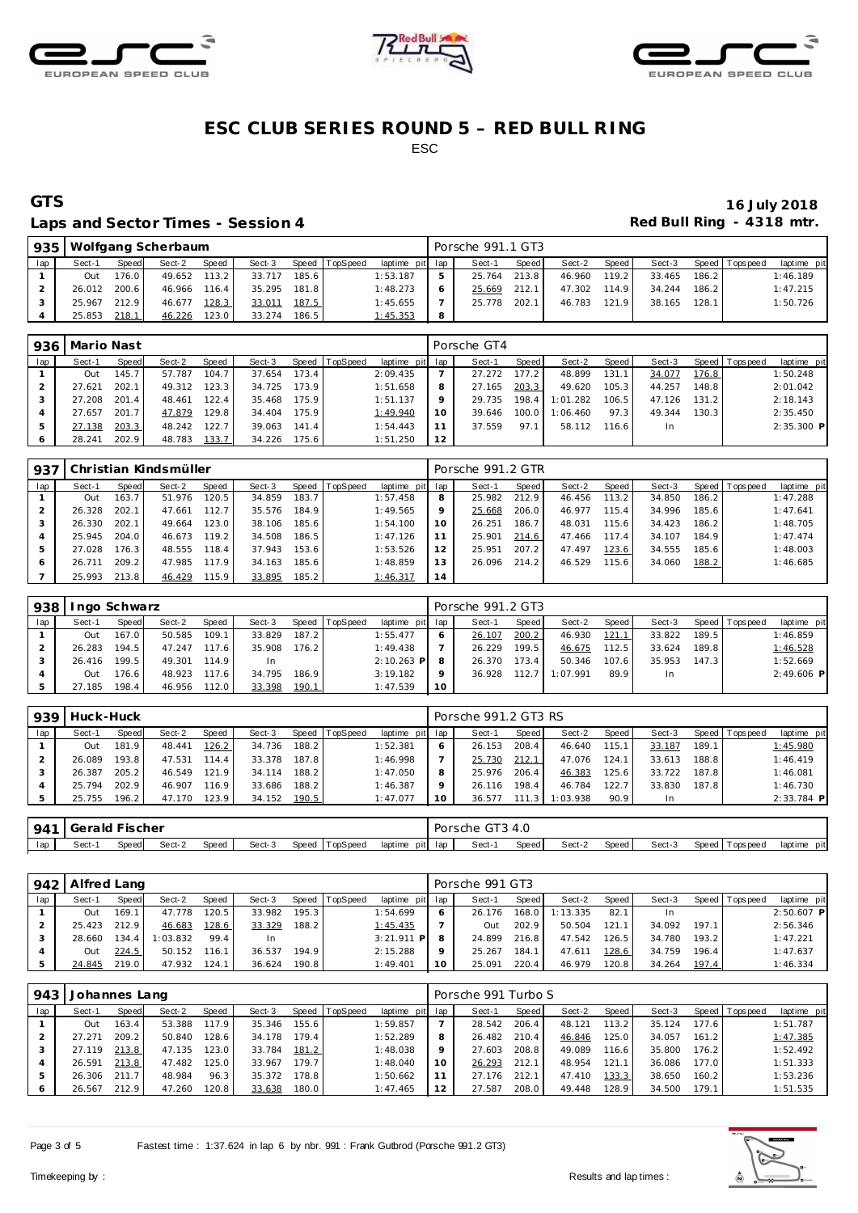# ESC CLUB SERIES ROUND 5 – RED BULL RING

ESC

## GTS

**16 July 2018**

### Laps and Sector Times - Session 4

**Red Bull Ring - 4318 mtr.**

| 935 | Wolfgang Scherbaum | | | | | | | | Porsche 991.1 GT3 | | | | | | | | |
|---|---|---|---|---|---|---|---|---|---|---|---|---|---|---|---|---|---|
| lap | Sect-1 | Speed | Sect-2 | Speed | Sect-3 | Speed | TopSpeed | laptime pit | lap | Sect-1 | Speed | Sect-2 | Speed | Sect-3 | Speed | Topspeed | laptime pit |
| 1 | Out | 176.0 | 49.652 | 113.2 | 33.717 | 185.6 | | 1:53.187 | 5 | 25.764 | 213.8 | 46.960 | 119.2 | 33.465 | 186.2 | | 1:46.189 |
| 2 | 26.012 | 200.6 | 46.966 | 116.4 | 35.295 | 181.8 | | 1:48.273 | 6 | 25.669 | 212.1 | 47.302 | 114.9 | 34.244 | 186.2 | | 1:47.215 |
| 3 | 25.967 | 212.9 | 46.677 | 128.3 | 33.011 | 187.5 | | 1:45.655 | 7 | 25.778 | 202.1 | 46.783 | 121.9 | 38.165 | 128.1 | | 1:50.726 |
| 4 | 25.853 | 218.1 | 46.226 | 123.0 | 33.274 | 186.5 | | 1:45.353 | 8 | | | | | | | | |

| 936 | Mario Nast | | | | | | | | Porsche GT4 | | | | | | | | |
|---|---|---|---|---|---|---|---|---|---|---|---|---|---|---|---|---|---|
| lap | Sect-1 | Speed | Sect-2 | Speed | Sect-3 | Speed | TopSpeed | laptime pit | lap | Sect-1 | Speed | Sect-2 | Speed | Sect-3 | Speed | Topspeed | laptime pit |
| 1 | Out | 145.7 | 57.787 | 104.7 | 37.654 | 173.4 | | 2:09.435 | 7 | 27.272 | 177.2 | 48.899 | 131.1 | 34.077 | 176.8 | | 1:50.248 |
| 2 | 27.621 | 202.1 | 49.312 | 123.3 | 34.725 | 173.9 | | 1:51.658 | 8 | 27.165 | 203.3 | 49.620 | 105.3 | 44.257 | 148.8 | | 2:01.042 |
| 3 | 27.208 | 201.4 | 48.461 | 122.4 | 35.468 | 175.9 | | 1:51.137 | 9 | 29.735 | 198.4 | 1:01.282 | 106.5 | 47.126 | 131.2 | | 2:18.143 |
| 4 | 27.657 | 201.7 | 47.879 | 129.8 | 34.404 | 175.9 | | 1:49.940 | 10 | 39.646 | 100.0 | 1:06.460 | 97.3 | 49.344 | 130.3 | | 2:35.450 |
| 5 | 27.138 | 203.3 | 48.242 | 122.7 | 39.063 | 141.4 | | 1:54.443 | 11 | 37.559 | 97.1 | 58.112 | 116.6 | In | | | 2:35.300 P |
| 6 | 28.241 | 202.9 | 48.783 | 133.7 | 34.226 | 175.6 | | 1:51.250 | 12 | | | | | | | | |

| 937 | Christian Kindsmüller | | | | | | | | Porsche 991.2 GTR | | | | | | | | |
|---|---|---|---|---|---|---|---|---|---|---|---|---|---|---|---|---|---|
| lap | Sect-1 | Speed | Sect-2 | Speed | Sect-3 | Speed | TopSpeed | laptime pit | lap | Sect-1 | Speed | Sect-2 | Speed | Sect-3 | Speed | Topspeed | laptime pit |
| 1 | Out | 163.7 | 51.976 | 120.5 | 34.859 | 183.7 | | 1:57.458 | 8 | 25.982 | 212.9 | 46.456 | 113.2 | 34.850 | 186.2 | | 1:47.288 |
| 2 | 26.328 | 202.1 | 47.661 | 112.7 | 35.576 | 184.9 | | 1:49.565 | 9 | 25.668 | 206.0 | 46.977 | 115.4 | 34.996 | 185.6 | | 1:47.641 |
| 3 | 26.330 | 202.1 | 49.664 | 123.0 | 38.106 | 185.6 | | 1:54.100 | 10 | 26.251 | 186.7 | 48.031 | 115.6 | 34.423 | 186.2 | | 1:48.705 |
| 4 | 25.945 | 204.0 | 46.673 | 119.2 | 34.508 | 186.5 | | 1:47.126 | 11 | 25.901 | 214.6 | 47.466 | 117.4 | 34.107 | 184.9 | | 1:47.474 |
| 5 | 27.028 | 176.3 | 48.555 | 118.4 | 37.943 | 153.6 | | 1:53.526 | 12 | 25.951 | 207.2 | 47.497 | 123.6 | 34.555 | 185.6 | | 1:48.003 |
| 6 | 26.711 | 209.2 | 47.985 | 117.9 | 34.163 | 185.6 | | 1:48.859 | 13 | 26.096 | 214.2 | 46.529 | 115.6 | 34.060 | 188.2 | | 1:46.685 |
| 7 | 25.993 | 213.8 | 46.429 | 115.9 | 33.895 | 185.2 | | 1:46.317 | 14 | | | | | | | | |

| 938 | Ingo Schwarz | | | | | | | | Porsche 991.2 GT3 | | | | | | | | |
|---|---|---|---|---|---|---|---|---|---|---|---|---|---|---|---|---|---|
| lap | Sect-1 | Speed | Sect-2 | Speed | Sect-3 | Speed | TopSpeed | laptime pit | lap | Sect-1 | Speed | Sect-2 | Speed | Sect-3 | Speed | Topspeed | laptime pit |
| 1 | Out | 167.0 | 50.585 | 109.1 | 33.829 | 187.2 | | 1:55.477 | 6 | 26.107 | 200.2 | 46.930 | 121.1 | 33.822 | 189.5 | | 1:46.859 |
| 2 | 26.283 | 194.5 | 47.247 | 117.6 | 35.908 | 176.2 | | 1:49.438 | 7 | 26.229 | 199.5 | 46.675 | 112.5 | 33.624 | 189.8 | | 1:46.528 |
| 3 | 26.416 | 199.5 | 49.301 | 114.9 | In | | | 2:10.263 P | 8 | 26.370 | 173.4 | 50.346 | 107.6 | 35.953 | 147.3 | | 1:52.669 |
| 4 | Out | 176.6 | 48.923 | 117.6 | 34.795 | 186.9 | | 3:19.182 | 9 | 36.928 | 112.7 | 1:07.991 | 89.9 | In | | | 2:49.606 P |
| 5 | 27.185 | 198.4 | 46.956 | 112.0 | 33.398 | 190.1 | | 1:47.539 | 10 | | | | | | | | |

| 939 | Huck-Huck | | | | | | | | Porsche 991.2 GT3 RS | | | | | | | | |
|---|---|---|---|---|---|---|---|---|---|---|---|---|---|---|---|---|---|
| lap | Sect-1 | Speed | Sect-2 | Speed | Sect-3 | Speed | TopSpeed | laptime pit | lap | Sect-1 | Speed | Sect-2 | Speed | Sect-3 | Speed | Topspeed | laptime pit |
| 1 | Out | 181.9 | 48.441 | 126.2 | 34.736 | 188.2 | | 1:52.381 | 6 | 26.153 | 208.4 | 46.640 | 115.1 | 33.187 | 189.1 | | 1:45.980 |
| 2 | 26.089 | 193.8 | 47.531 | 114.4 | 33.378 | 187.8 | | 1:46.998 | 7 | 25.730 | 212.1 | 47.076 | 124.1 | 33.613 | 188.8 | | 1:46.419 |
| 3 | 26.387 | 205.2 | 46.549 | 121.9 | 34.114 | 188.2 | | 1:47.050 | 8 | 25.976 | 206.4 | 46.383 | 125.6 | 33.722 | 187.8 | | 1:46.081 |
| 4 | 25.794 | 202.9 | 46.907 | 116.9 | 33.686 | 188.2 | | 1:46.387 | 9 | 26.116 | 198.4 | 46.784 | 122.7 | 33.830 | 187.8 | | 1:46.730 |
| 5 | 25.755 | 196.2 | 47.170 | 123.9 | 34.152 | 190.5 | | 1:47.077 | 10 | 36.577 | 111.3 | 1:03.938 | 90.9 | In | | | 2:33.784 P |

| 941 | Gerald Fischer | | | | | | | | Porsche GT3 4.0 | | | | | | | | |
|---|---|---|---|---|---|---|---|---|---|---|---|---|---|---|---|---|---|
| lap | Sect-1 | Speed | Sect-2 | Speed | Sect-3 | Speed | TopSpeed | laptime pit | lap | Sect-1 | Speed | Sect-2 | Speed | Sect-3 | Speed | Topspeed | laptime pit |

| 942 | Alfred Lang | | | | | | | | Porsche 991 GT3 | | | | | | | | |
|---|---|---|---|---|---|---|---|---|---|---|---|---|---|---|---|---|---|
| lap | Sect-1 | Speed | Sect-2 | Speed | Sect-3 | Speed | TopSpeed | laptime pit | lap | Sect-1 | Speed | Sect-2 | Speed | Sect-3 | Speed | Topspeed | laptime pit |
| 1 | Out | 169.1 | 47.778 | 120.5 | 33.982 | 195.3 | | 1:54.699 | 6 | 26.176 | 168.0 | 1:13.335 | 82.1 | In | | | 2:50.607 P |
| 2 | 25.423 | 212.9 | 46.683 | 128.6 | 33.329 | 188.2 | | 1:45.435 | 7 | Out | 202.9 | 50.504 | 121.1 | 34.092 | 197.1 | | 2:56.346 |
| 3 | 28.660 | 134.4 | 1:03.832 | 99.4 | In | | | 3:21.911 P | 8 | 24.899 | 216.8 | 47.542 | 126.5 | 34.780 | 193.2 | | 1:47.221 |
| 4 | Out | 224.5 | 50.152 | 116.1 | 36.537 | 194.9 | | 2:15.288 | 9 | 25.267 | 184.1 | 47.611 | 128.6 | 34.759 | 196.4 | | 1:47.637 |
| 5 | 24.845 | 219.0 | 47.932 | 124.1 | 36.624 | 190.8 | | 1:49.401 | 10 | 25.091 | 220.4 | 46.979 | 120.8 | 34.264 | 197.4 | | 1:46.334 |

| 943 | Johannes Lang | | | | | | | | Porsche 991 Turbo S | | | | | | | | |
|---|---|---|---|---|---|---|---|---|---|---|---|---|---|---|---|---|---|
| lap | Sect-1 | Speed | Sect-2 | Speed | Sect-3 | Speed | TopSpeed | laptime pit | lap | Sect-1 | Speed | Sect-2 | Speed | Sect-3 | Speed | Topspeed | laptime pit |
| 1 | Out | 163.4 | 53.388 | 117.9 | 35.346 | 155.6 | | 1:59.857 | 7 | 28.542 | 206.4 | 48.121 | 113.2 | 35.124 | 177.6 | | 1:51.787 |
| 2 | 27.271 | 209.2 | 50.840 | 128.6 | 34.178 | 179.4 | | 1:52.289 | 8 | 26.482 | 210.4 | 46.846 | 125.0 | 34.057 | 161.2 | | 1:47.385 |
| 3 | 27.119 | 213.8 | 47.135 | 123.0 | 33.784 | 181.2 | | 1:48.038 | 9 | 27.603 | 208.8 | 49.089 | 116.6 | 35.800 | 176.2 | | 1:52.492 |
| 4 | 26.591 | 213.8 | 47.482 | 125.0 | 33.967 | 179.7 | | 1:48.040 | 10 | 26.293 | 212.1 | 48.954 | 121.1 | 36.086 | 177.0 | | 1:51.333 |
| 5 | 26.306 | 211.7 | 48.984 | 96.3 | 35.372 | 178.8 | | 1:50.662 | 11 | 27.176 | 212.1 | 47.410 | 133.3 | 38.650 | 160.2 | | 1:53.236 |
| 6 | 26.567 | 212.9 | 47.260 | 120.8 | 33.638 | 180.0 | | 1:47.465 | 12 | 27.587 | 208.0 | 49.448 | 128.9 | 34.500 | 179.1 | | 1:51.535 |

Fastest time : 1:37.624 in lap 6 by nbr. 991 : Frank Gutbrod (Porsche 991.2 GT3)

Timekeeping by : Results and lap times :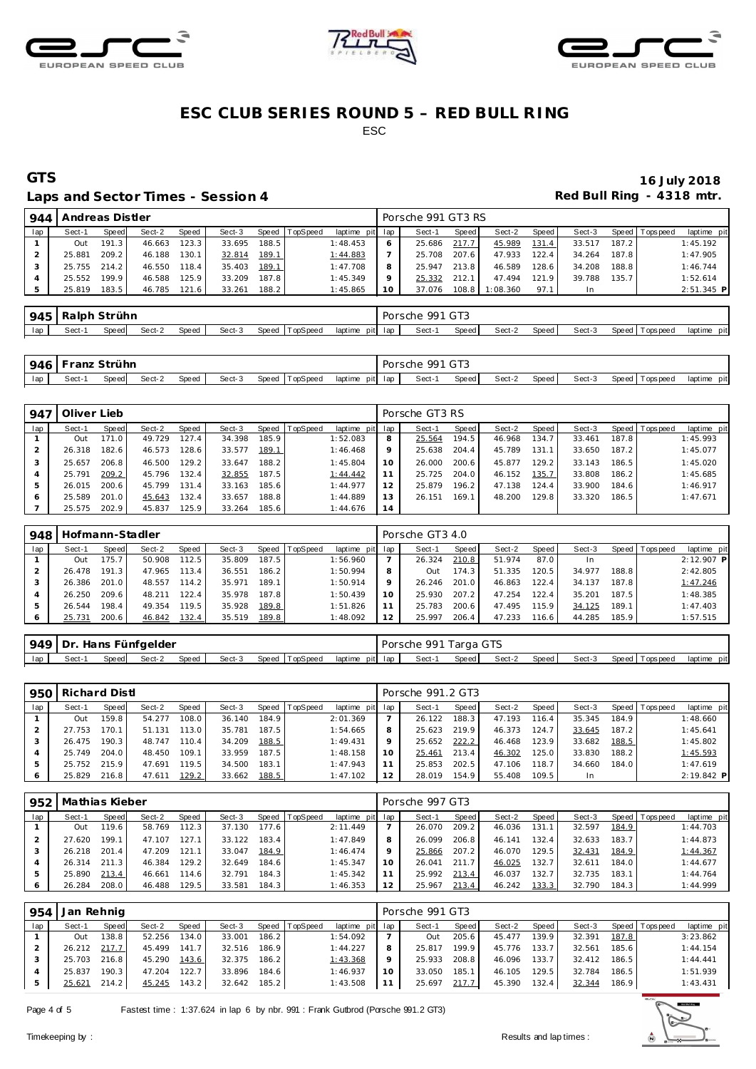# ESC CLUB SERIES ROUND 5 – RED BULL RING

ESC

## GTS

**16 July 2018**

### Laps and Sector Times - Session 4

**Red Bull Ring - 4318 mtr.**

| 944 | Andreas Distler | | | | | | | | | Porsche 991 GT3 RS | | | | | | | |
|---|---|---|---|---|---|---|---|---|---|---|---|---|---|---|---|---|---|
| lap | Sect-1 | Speed | Sect-2 | Speed | Sect-3 | Speed | TopSpeed | laptime pit | lap | Sect-1 | Speed | Sect-2 | Speed | Sect-3 | Speed | Topspeed | laptime pit |
| 1 | Out | 191.3 | 46.663 | 123.3 | 33.695 | 188.5 | | 1:48.453 | 6 | 25.686 | 217.7 | 45.989 | 131.4 | 33.517 | 187.2 | | 1:45.192 |
| 2 | 25.881 | 209.2 | 46.188 | 130.1 | 32.814 | 189.1 | | 1:44.883 | 7 | 25.708 | 207.6 | 47.933 | 122.4 | 34.264 | 187.8 | | 1:47.905 |
| 3 | 25.755 | 214.2 | 46.550 | 118.4 | 35.403 | 189.1 | | 1:47.708 | 8 | 25.947 | 213.8 | 46.589 | 128.6 | 34.208 | 188.8 | | 1:46.744 |
| 4 | 25.552 | 199.9 | 46.588 | 125.9 | 33.209 | 187.8 | | 1:45.349 | 9 | 25.332 | 212.1 | 47.494 | 121.9 | 39.788 | 135.7 | | 1:52.614 |
| 5 | 25.819 | 183.5 | 46.785 | 121.6 | 33.261 | 188.2 | | 1:45.865 | 10 | 37.076 | 108.8 | 1:08.360 | 97.1 | In | | | 2:51.345 P |

| 945 | Ralph Strühn | | | | | | | | | Porsche 991 GT3 | | | | | | | |
|---|---|---|---|---|---|---|---|---|---|---|---|---|---|---|---|---|---|
| lap | Sect-1 | Speed | Sect-2 | Speed | Sect-3 | Speed | TopSpeed | laptime pit | lap | Sect-1 | Speed | Sect-2 | Speed | Sect-3 | Speed | Topspeed | laptime pit |

| 946 | Franz Strühn | | | | | | | | | Porsche 991 GT3 | | | | | | | |
|---|---|---|---|---|---|---|---|---|---|---|---|---|---|---|---|---|---|
| lap | Sect-1 | Speed | Sect-2 | Speed | Sect-3 | Speed | TopSpeed | laptime pit | lap | Sect-1 | Speed | Sect-2 | Speed | Sect-3 | Speed | Topspeed | laptime pit |

| 947 | Oliver Lieb | | | | | | | | | Porsche GT3 RS | | | | | | | |
|---|---|---|---|---|---|---|---|---|---|---|---|---|---|---|---|---|---|
| lap | Sect-1 | Speed | Sect-2 | Speed | Sect-3 | Speed | TopSpeed | laptime pit | lap | Sect-1 | Speed | Sect-2 | Speed | Sect-3 | Speed | Topspeed | laptime pit |
| 1 | Out | 171.0 | 49.729 | 127.4 | 34.398 | 185.9 | | 1:52.083 | 8 | 25.564 | 194.5 | 46.968 | 134.7 | 33.461 | 187.8 | | 1:45.993 |
| 2 | 26.318 | 182.6 | 46.573 | 128.6 | 33.577 | 189.1 | | 1:46.468 | 9 | 25.638 | 204.4 | 45.789 | 131.1 | 33.650 | 187.2 | | 1:45.077 |
| 3 | 25.657 | 206.8 | 46.500 | 129.2 | 33.647 | 188.2 | | 1:45.804 | 10 | 26.000 | 200.6 | 45.877 | 129.2 | 33.143 | 186.5 | | 1:45.020 |
| 4 | 25.791 | 209.2 | 45.796 | 132.4 | 32.855 | 187.5 | | 1:44.442 | 11 | 25.725 | 204.0 | 46.152 | 135.7 | 33.808 | 186.2 | | 1:45.685 |
| 5 | 26.015 | 200.6 | 45.799 | 131.4 | 33.163 | 185.6 | | 1:44.977 | 12 | 25.879 | 196.2 | 47.138 | 124.4 | 33.900 | 184.6 | | 1:46.917 |
| 6 | 25.589 | 201.0 | 45.643 | 132.4 | 33.657 | 188.8 | | 1:44.889 | 13 | 26.151 | 169.1 | 48.200 | 129.8 | 33.320 | 186.5 | | 1:47.671 |
| 7 | 25.575 | 202.9 | 45.837 | 125.9 | 33.264 | 185.6 | | 1:44.676 | 14 | | | | | | | | |

| 948 | Hofmann-Stadler | | | | | | | | | Porsche GT3 4.0 | | | | | | | |
|---|---|---|---|---|---|---|---|---|---|---|---|---|---|---|---|---|---|
| lap | Sect-1 | Speed | Sect-2 | Speed | Sect-3 | Speed | TopSpeed | laptime pit | lap | Sect-1 | Speed | Sect-2 | Speed | Sect-3 | Speed | Topspeed | laptime pit |
| 1 | Out | 175.7 | 50.908 | 112.5 | 35.809 | 187.5 | | 1:56.960 | 7 | 26.324 | 210.8 | 51.974 | 87.0 | In | | | 2:12.907 P |
| 2 | 26.478 | 191.3 | 47.965 | 113.4 | 36.551 | 186.2 | | 1:50.994 | 8 | Out | 174.3 | 51.335 | 120.5 | 34.977 | 188.8 | | 2:42.805 |
| 3 | 26.386 | 201.0 | 48.557 | 114.2 | 35.971 | 189.1 | | 1:50.914 | 9 | 26.246 | 201.0 | 46.863 | 122.4 | 34.137 | 187.8 | | 1:47.246 |
| 4 | 26.250 | 209.6 | 48.211 | 122.4 | 35.978 | 187.8 | | 1:50.439 | 10 | 25.930 | 207.2 | 47.254 | 122.4 | 35.201 | 187.5 | | 1:48.385 |
| 5 | 26.544 | 198.4 | 49.354 | 119.5 | 35.928 | 189.8 | | 1:51.826 | 11 | 25.783 | 200.6 | 47.495 | 115.9 | 34.125 | 189.1 | | 1:47.403 |
| 6 | 25.731 | 200.6 | 46.842 | 132.4 | 35.519 | 189.8 | | 1:48.092 | 12 | 25.997 | 206.4 | 47.233 | 116.6 | 44.285 | 185.9 | | 1:57.515 |

| 949 | Dr. Hans Fünfgelder | | | | | | | | | Porsche 991 Targa GTS | | | | | | | |
|---|---|---|---|---|---|---|---|---|---|---|---|---|---|---|---|---|---|
| lap | Sect-1 | Speed | Sect-2 | Speed | Sect-3 | Speed | TopSpeed | laptime pit | lap | Sect-1 | Speed | Sect-2 | Speed | Sect-3 | Speed | Topspeed | laptime pit |

| 950 | Richard Distl | | | | | | | | | Porsche 991.2 GT3 | | | | | | | |
|---|---|---|---|---|---|---|---|---|---|---|---|---|---|---|---|---|---|
| lap | Sect-1 | Speed | Sect-2 | Speed | Sect-3 | Speed | TopSpeed | laptime pit | lap | Sect-1 | Speed | Sect-2 | Speed | Sect-3 | Speed | Topspeed | laptime pit |
| 1 | Out | 159.8 | 54.277 | 108.0 | 36.140 | 184.9 | | 2:01.369 | 7 | 26.122 | 188.3 | 47.193 | 116.4 | 35.345 | 184.9 | | 1:48.660 |
| 2 | 27.753 | 170.1 | 51.131 | 113.0 | 35.781 | 187.5 | | 1:54.665 | 8 | 25.623 | 219.9 | 46.373 | 124.7 | 33.645 | 187.2 | | 1:45.641 |
| 3 | 26.475 | 190.3 | 48.747 | 110.4 | 34.209 | 188.5 | | 1:49.431 | 9 | 25.652 | 222.2 | 46.468 | 123.9 | 33.682 | 188.5 | | 1:45.802 |
| 4 | 25.749 | 204.0 | 48.450 | 109.1 | 33.959 | 187.5 | | 1:48.158 | 10 | 25.461 | 213.4 | 46.302 | 125.0 | 33.830 | 188.2 | | 1:45.593 |
| 5 | 25.752 | 215.9 | 47.691 | 119.5 | 34.500 | 183.1 | | 1:47.943 | 11 | 25.853 | 202.5 | 47.106 | 118.7 | 34.660 | 184.0 | | 1:47.619 |
| 6 | 25.829 | 216.8 | 47.611 | 129.2 | 33.662 | 188.5 | | 1:47.102 | 12 | 28.019 | 154.9 | 55.408 | 109.5 | In | | | 2:19.842 P |

| 952 | Mathias Kieber | | | | | | | | | Porsche 997 GT3 | | | | | | | |
|---|---|---|---|---|---|---|---|---|---|---|---|---|---|---|---|---|---|
| lap | Sect-1 | Speed | Sect-2 | Speed | Sect-3 | Speed | TopSpeed | laptime pit | lap | Sect-1 | Speed | Sect-2 | Speed | Sect-3 | Speed | Topspeed | laptime pit |
| 1 | Out | 119.6 | 58.769 | 112.3 | 37.130 | 177.6 | | 2:11.449 | 7 | 26.070 | 209.2 | 46.036 | 131.1 | 32.597 | 184.9 | | 1:44.703 |
| 2 | 27.620 | 199.1 | 47.107 | 127.1 | 33.122 | 183.4 | | 1:47.849 | 8 | 26.099 | 206.8 | 46.141 | 132.4 | 32.633 | 183.7 | | 1:44.873 |
| 3 | 26.218 | 201.4 | 47.209 | 121.1 | 33.047 | 184.9 | | 1:46.474 | 9 | 25.866 | 207.2 | 46.070 | 129.5 | 32.431 | 184.9 | | 1:44.367 |
| 4 | 26.314 | 211.3 | 46.384 | 129.2 | 32.649 | 184.6 | | 1:45.347 | 10 | 26.041 | 211.7 | 46.025 | 132.7 | 32.611 | 184.0 | | 1:44.677 |
| 5 | 25.890 | 213.4 | 46.661 | 114.6 | 32.791 | 184.3 | | 1:45.342 | 11 | 25.992 | 213.4 | 46.037 | 132.7 | 32.735 | 183.1 | | 1:44.764 |
| 6 | 26.284 | 208.0 | 46.488 | 129.5 | 33.581 | 184.3 | | 1:46.353 | 12 | 25.967 | 213.4 | 46.242 | 133.3 | 32.790 | 184.3 | | 1:44.999 |

| 954 | Jan Rehnig | | | | | | | | | Porsche 991 GT3 | | | | | | | |
|---|---|---|---|---|---|---|---|---|---|---|---|---|---|---|---|---|---|
| lap | Sect-1 | Speed | Sect-2 | Speed | Sect-3 | Speed | TopSpeed | laptime pit | lap | Sect-1 | Speed | Sect-2 | Speed | Sect-3 | Speed | Topspeed | laptime pit |
| 1 | Out | 138.8 | 52.256 | 134.0 | 33.001 | 186.2 | | 1:54.092 | 7 | Out | 205.6 | 45.477 | 139.9 | 32.391 | 187.8 | | 3:23.862 |
| 2 | 26.212 | 217.7 | 45.499 | 141.7 | 32.516 | 186.9 | | 1:44.227 | 8 | 25.817 | 199.9 | 45.776 | 133.7 | 32.561 | 185.6 | | 1:44.154 |
| 3 | 25.703 | 216.8 | 45.290 | 143.6 | 32.375 | 186.2 | | 1:43.368 | 9 | 25.933 | 208.8 | 46.096 | 133.7 | 32.412 | 186.5 | | 1:44.441 |
| 4 | 25.837 | 190.3 | 47.204 | 122.7 | 33.896 | 184.6 | | 1:46.937 | 10 | 33.050 | 185.1 | 46.105 | 129.5 | 32.784 | 186.5 | | 1:51.939 |
| 5 | 25.621 | 214.2 | 45.245 | 143.2 | 32.642 | 185.2 | | 1:43.508 | 11 | 25.697 | 217.7 | 45.390 | 132.4 | 32.344 | 186.9 | | 1:43.431 |

Fastest time : 1:37.624 in lap 6 by nbr. 991 : Frank Gutbrod (Porsche 991.2 GT3)

Timekeeping by : Results and lap times :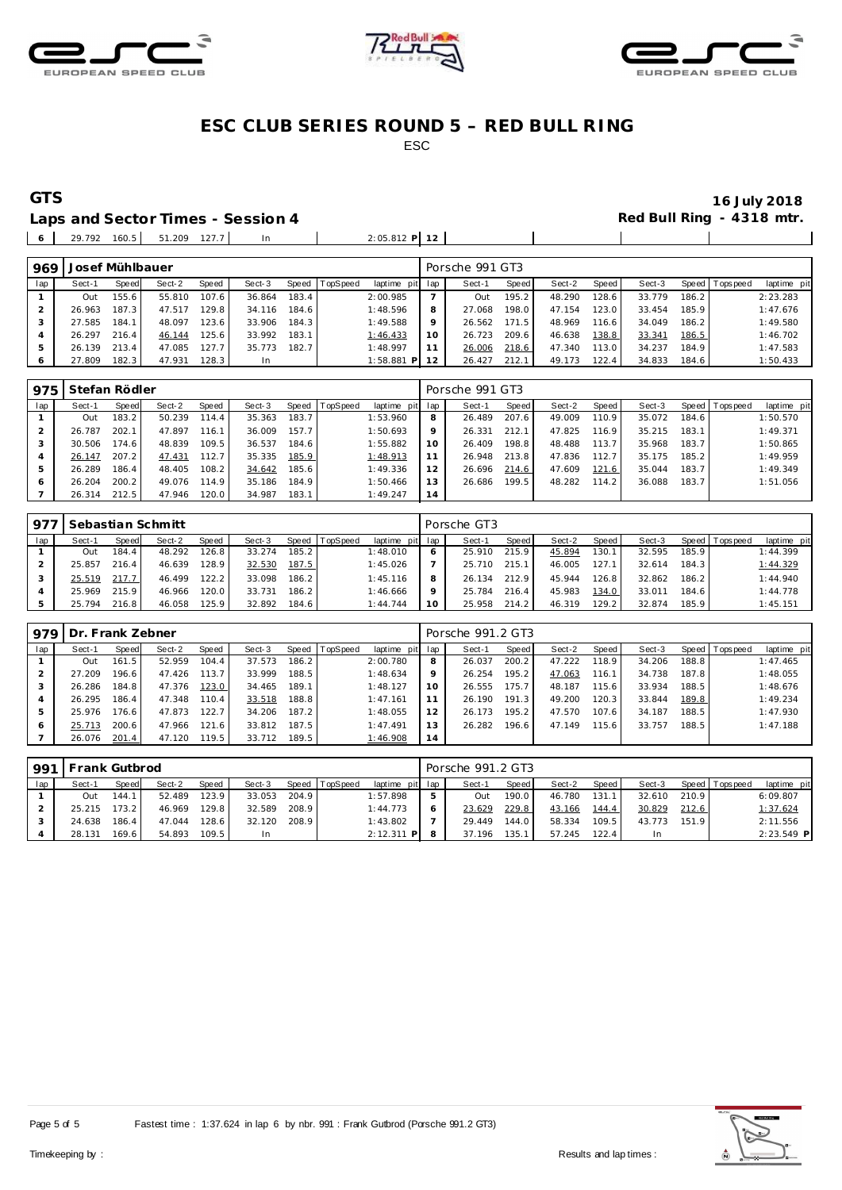# ESC CLUB SERIES ROUND 5 – RED BULL RING

ESC

## GTS

**16 July 2018**

**Laps and Sector Times - Session 4**

**Red Bull Ring - 4318 mtr.**

| 6 | 29.792 | 160.5 | 51.209 | 127.7 | In | | | 2:05.812 P | 12 | | | | | | | | |
|---|---|---|---|---|---|---|---|---|---|---|---|---|---|---|---|---|---|

| 969 | Josef Mühlbauer | | | | | | | | Porsche 991 GT3 | | | | | | | | |
|---|---|---|---|---|---|---|---|---|---|---|---|---|---|---|---|---|---|
| lap | Sect-1 | Speed | Sect-2 | Speed | Sect-3 | Speed | TopSpeed | laptime pit | lap | Sect-1 | Speed | Sect-2 | Speed | Sect-3 | Speed | Topspeed | laptime pit |
| 1 | Out | 155.6 | 55.810 | 107.6 | 36.864 | 183.4 | | 2:00.985 | 7 | Out | 195.2 | 48.290 | 128.6 | 33.779 | 186.2 | | 2:23.283 |
| 2 | 26.963 | 187.3 | 47.517 | 129.8 | 34.116 | 184.6 | | 1:48.596 | 8 | 27.068 | 198.0 | 47.154 | 123.0 | 33.454 | 185.9 | | 1:47.676 |
| 3 | 27.585 | 184.1 | 48.097 | 123.6 | 33.906 | 184.3 | | 1:49.588 | 9 | 26.562 | 171.5 | 48.969 | 116.6 | 34.049 | 186.2 | | 1:49.580 |
| 4 | 26.297 | 216.4 | 46.144 | 125.6 | 33.992 | 183.1 | | 1:46.433 | 10 | 26.723 | 209.6 | 46.638 | 138.8 | 33.341 | 186.5 | | 1:46.702 |
| 5 | 26.139 | 213.4 | 47.085 | 127.7 | 35.773 | 182.7 | | 1:48.997 | 11 | 26.006 | 218.6 | 47.340 | 113.0 | 34.237 | 184.9 | | 1:47.583 |
| 6 | 27.809 | 182.3 | 47.931 | 128.3 | In | | | 1:58.881 P | 12 | 26.427 | 212.1 | 49.173 | 122.4 | 34.833 | 184.6 | | 1:50.433 |

| 975 | Stefan Rödler | | | | | | | | Porsche 991 GT3 | | | | | | | | |
|---|---|---|---|---|---|---|---|---|---|---|---|---|---|---|---|---|---|
| lap | Sect-1 | Speed | Sect-2 | Speed | Sect-3 | Speed | TopSpeed | laptime pit | lap | Sect-1 | Speed | Sect-2 | Speed | Sect-3 | Speed | Topspeed | laptime pit |
| 1 | Out | 183.2 | 50.239 | 114.4 | 35.363 | 183.7 | | 1:53.960 | 8 | 26.489 | 207.6 | 49.009 | 110.9 | 35.072 | 184.6 | | 1:50.570 |
| 2 | 26.787 | 202.1 | 47.897 | 116.1 | 36.009 | 157.7 | | 1:50.693 | 9 | 26.331 | 212.1 | 47.825 | 116.9 | 35.215 | 183.1 | | 1:49.371 |
| 3 | 30.506 | 174.6 | 48.839 | 109.5 | 36.537 | 184.6 | | 1:55.882 | 10 | 26.409 | 198.8 | 48.488 | 113.7 | 35.968 | 183.7 | | 1:50.865 |
| 4 | 26.147 | 207.2 | 47.431 | 112.7 | 35.335 | 185.9 | | 1:48.913 | 11 | 26.948 | 213.8 | 47.836 | 112.7 | 35.175 | 185.2 | | 1:49.959 |
| 5 | 26.289 | 186.4 | 48.405 | 108.2 | 34.642 | 185.6 | | 1:49.336 | 12 | 26.696 | 214.6 | 47.609 | 121.6 | 35.044 | 183.7 | | 1:49.349 |
| 6 | 26.204 | 200.2 | 49.076 | 114.9 | 35.186 | 184.9 | | 1:50.466 | 13 | 26.686 | 199.5 | 48.282 | 114.2 | 36.088 | 183.7 | | 1:51.056 |
| 7 | 26.314 | 212.5 | 47.946 | 120.0 | 34.987 | 183.1 | | 1:49.247 | 14 | | | | | | | | |

| 977 | Sebastian Schmitt | | | | | | | | Porsche GT3 | | | | | | | | |
|---|---|---|---|---|---|---|---|---|---|---|---|---|---|---|---|---|---|
| lap | Sect-1 | Speed | Sect-2 | Speed | Sect-3 | Speed | TopSpeed | laptime pit | lap | Sect-1 | Speed | Sect-2 | Speed | Sect-3 | Speed | Topspeed | laptime pit |
| 1 | Out | 184.4 | 48.292 | 126.8 | 33.274 | 185.2 | | 1:48.010 | 6 | 25.910 | 215.9 | 45.894 | 130.1 | 32.595 | 185.9 | | 1:44.399 |
| 2 | 25.857 | 216.4 | 46.639 | 128.9 | 32.530 | 187.5 | | 1:45.026 | 7 | 25.710 | 215.1 | 46.005 | 127.1 | 32.614 | 184.3 | | 1:44.329 |
| 3 | 25.519 | 217.7 | 46.499 | 122.2 | 33.098 | 186.2 | | 1:45.116 | 8 | 26.134 | 212.9 | 45.944 | 126.8 | 32.862 | 186.2 | | 1:44.940 |
| 4 | 25.969 | 215.9 | 46.966 | 120.0 | 33.731 | 186.2 | | 1:46.666 | 9 | 25.784 | 216.4 | 45.983 | 134.0 | 33.011 | 184.6 | | 1:44.778 |
| 5 | 25.794 | 216.8 | 46.058 | 125.9 | 32.892 | 184.6 | | 1:44.744 | 10 | 25.958 | 214.2 | 46.319 | 129.2 | 32.874 | 185.9 | | 1:45.151 |

| 979 | Dr. Frank Zebner | | | | | | | | Porsche 991.2 GT3 | | | | | | | | |
|---|---|---|---|---|---|---|---|---|---|---|---|---|---|---|---|---|---|
| lap | Sect-1 | Speed | Sect-2 | Speed | Sect-3 | Speed | TopSpeed | laptime pit | lap | Sect-1 | Speed | Sect-2 | Speed | Sect-3 | Speed | Topspeed | laptime pit |
| 1 | Out | 161.5 | 52.959 | 104.4 | 37.573 | 186.2 | | 2:00.780 | 8 | 26.037 | 200.2 | 47.222 | 118.9 | 34.206 | 188.8 | | 1:47.465 |
| 2 | 27.209 | 196.6 | 47.426 | 113.7 | 33.999 | 188.5 | | 1:48.634 | 9 | 26.254 | 195.2 | 47.063 | 116.1 | 34.738 | 187.8 | | 1:48.055 |
| 3 | 26.286 | 184.8 | 47.376 | 123.0 | 34.465 | 189.1 | | 1:48.127 | 10 | 26.555 | 175.7 | 48.187 | 115.6 | 33.934 | 188.5 | | 1:48.676 |
| 4 | 26.295 | 186.4 | 47.348 | 110.4 | 33.518 | 188.8 | | 1:47.161 | 11 | 26.190 | 191.3 | 49.200 | 120.3 | 33.844 | 189.8 | | 1:49.234 |
| 5 | 25.976 | 176.6 | 47.873 | 122.7 | 34.206 | 187.2 | | 1:48.055 | 12 | 26.173 | 195.2 | 47.570 | 107.6 | 34.187 | 188.5 | | 1:47.930 |
| 6 | 25.713 | 200.6 | 47.966 | 121.6 | 33.812 | 187.5 | | 1:47.491 | 13 | 26.282 | 196.6 | 47.149 | 115.6 | 33.757 | 188.5 | | 1:47.188 |
| 7 | 26.076 | 201.4 | 47.120 | 119.5 | 33.712 | 189.5 | | 1:46.908 | 14 | | | | | | | | |

| 991 | Frank Gutbrod | | | | | | | | Porsche 991.2 GT3 | | | | | | | | |
|---|---|---|---|---|---|---|---|---|---|---|---|---|---|---|---|---|---|
| lap | Sect-1 | Speed | Sect-2 | Speed | Sect-3 | Speed | TopSpeed | laptime pit | lap | Sect-1 | Speed | Sect-2 | Speed | Sect-3 | Speed | Topspeed | laptime pit |
| 1 | Out | 144.1 | 52.489 | 123.9 | 33.053 | 204.9 | | 1:57.898 | 5 | Out | 190.0 | 46.780 | 131.1 | 32.610 | 210.9 | | 6:09.807 |
| 2 | 25.215 | 173.2 | 46.969 | 129.8 | 32.589 | 208.9 | | 1:44.773 | 6 | 23.629 | 229.8 | 43.166 | 144.4 | 30.829 | 212.6 | | 1:37.624 |
| 3 | 24.638 | 186.4 | 47.044 | 128.6 | 32.120 | 208.9 | | 1:43.802 | 7 | 29.449 | 144.0 | 58.334 | 109.5 | 43.773 | 151.9 | | 2:11.556 |
| 4 | 28.131 | 169.6 | 54.893 | 109.5 | In | | | 2:12.311 P | 8 | 37.196 | 135.1 | 57.245 | 122.4 | In | | | 2:23.549 P |

Fastest time : 1:37.624 in lap 6 by nbr. 991 : Frank Gutbrod (Porsche 991.2 GT3)

Timekeeping by :

Results and lap times :